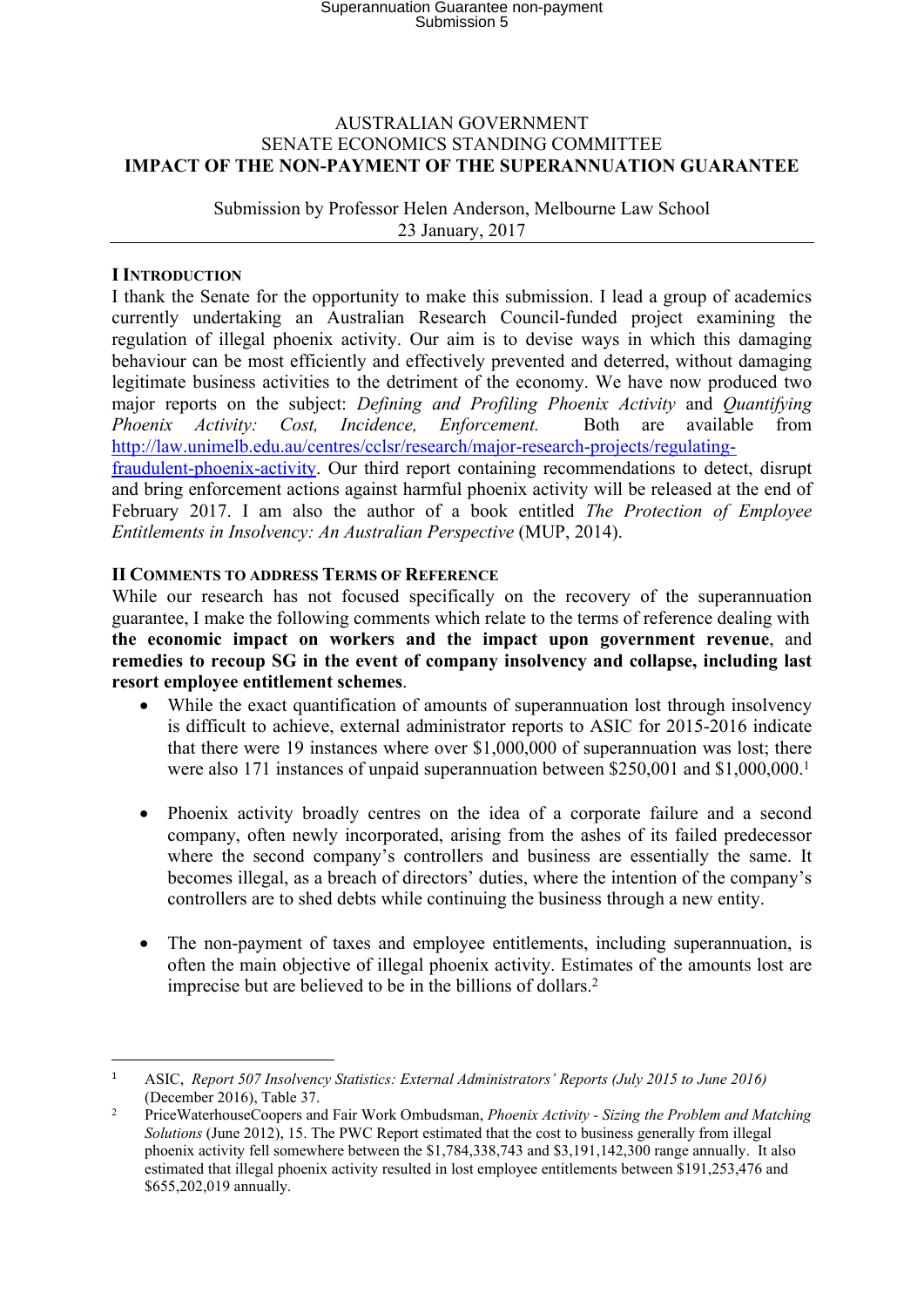AUSTRALIAN GOVERNMENT
SENATE ECONOMICS STANDING COMMITTEE
**IMPACT OF THE NON-PAYMENT OF THE SUPERANNUATION GUARANTEE**

Submission by Professor Helen Anderson, Melbourne Law School
23 January, 2017

## I Introduction

I thank the Senate for the opportunity to make this submission. I lead a group of academics currently undertaking an Australian Research Council-funded project examining the regulation of illegal phoenix activity. Our aim is to devise ways in which this damaging behaviour can be most efficiently and effectively prevented and deterred, without damaging legitimate business activities to the detriment of the economy. We have now produced two major reports on the subject: *Defining and Profiling Phoenix Activity* and *Quantifying Phoenix Activity: Cost, Incidence, Enforcement.* Both are available from http://law.unimelb.edu.au/centres/cclsr/research/major-research-projects/regulating-fraudulent-phoenix-activity. Our third report containing recommendations to detect, disrupt and bring enforcement actions against harmful phoenix activity will be released at the end of February 2017. I am also the author of a book entitled *The Protection of Employee Entitlements in Insolvency: An Australian Perspective* (MUP, 2014).

## II Comments to address Terms of Reference

While our research has not focused specifically on the recovery of the superannuation guarantee, I make the following comments which relate to the terms of reference dealing with **the economic impact on workers and the impact upon government revenue**, and **remedies to recoup SG in the event of company insolvency and collapse, including last resort employee entitlement schemes**.

- While the exact quantification of amounts of superannuation lost through insolvency is difficult to achieve, external administrator reports to ASIC for 2015-2016 indicate that there were 19 instances where over $1,000,000 of superannuation was lost; there were also 171 instances of unpaid superannuation between $250,001 and $1,000,000.[1]

- Phoenix activity broadly centres on the idea of a corporate failure and a second company, often newly incorporated, arising from the ashes of its failed predecessor where the second company's controllers and business are essentially the same. It becomes illegal, as a breach of directors' duties, where the intention of the company's controllers are to shed debts while continuing the business through a new entity.

- The non-payment of taxes and employee entitlements, including superannuation, is often the main objective of illegal phoenix activity. Estimates of the amounts lost are imprecise but are believed to be in the billions of dollars.[2]

---

[1] ASIC, *Report 507 Insolvency Statistics: External Administrators' Reports (July 2015 to June 2016)* (December 2016), Table 37.

[2] PriceWaterhouseCoopers and Fair Work Ombudsman, *Phoenix Activity - Sizing the Problem and Matching Solutions* (June 2012), 15. The PWC Report estimated that the cost to business generally from illegal phoenix activity fell somewhere between the $1,784,338,743 and $3,191,142,300 range annually. It also estimated that illegal phoenix activity resulted in lost employee entitlements between $191,253,476 and $655,202,019 annually.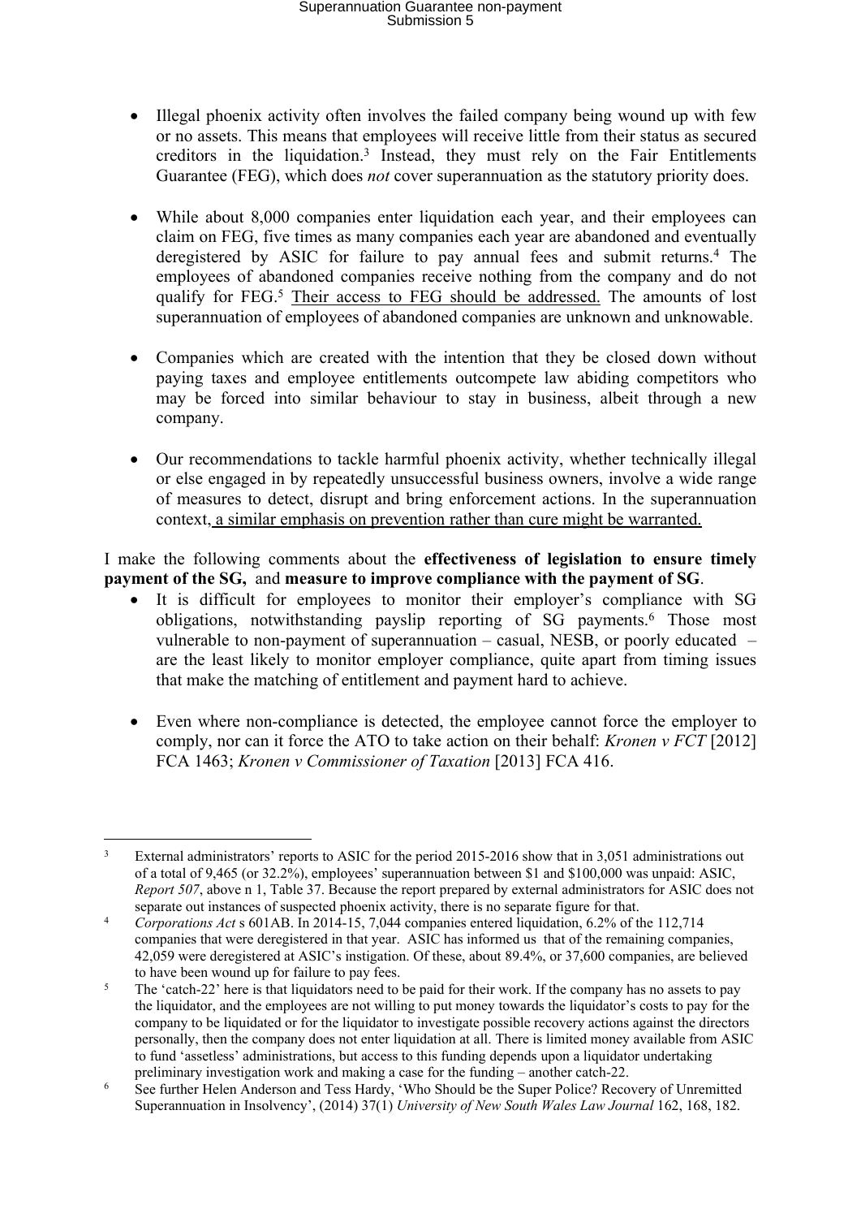- Illegal phoenix activity often involves the failed company being wound up with few or no assets. This means that employees will receive little from their status as secured creditors in the liquidation.[3] Instead, they must rely on the Fair Entitlements Guarantee (FEG), which does *not* cover superannuation as the statutory priority does.

- While about 8,000 companies enter liquidation each year, and their employees can claim on FEG, five times as many companies each year are abandoned and eventually deregistered by ASIC for failure to pay annual fees and submit returns.[4] The employees of abandoned companies receive nothing from the company and do not qualify for FEG.[5] <u>Their access to FEG should be addressed.</u> The amounts of lost superannuation of employees of abandoned companies are unknown and unknowable.

- Companies which are created with the intention that they be closed down without paying taxes and employee entitlements outcompete law abiding competitors who may be forced into similar behaviour to stay in business, albeit through a new company.

- Our recommendations to tackle harmful phoenix activity, whether technically illegal or else engaged in by repeatedly unsuccessful business owners, involve a wide range of measures to detect, disrupt and bring enforcement actions. In the superannuation context, <u>a similar emphasis on prevention rather than cure might be warranted.</u>

I make the following comments about the **effectiveness of legislation to ensure timely payment of the SG,** and **measure to improve compliance with the payment of SG**.

- It is difficult for employees to monitor their employer's compliance with SG obligations, notwithstanding payslip reporting of SG payments.[6] Those most vulnerable to non-payment of superannuation – casual, NESB, or poorly educated – are the least likely to monitor employer compliance, quite apart from timing issues that make the matching of entitlement and payment hard to achieve.

- Even where non-compliance is detected, the employee cannot force the employer to comply, nor can it force the ATO to take action on their behalf: *Kronen v FCT* [2012] FCA 1463; *Kronen v Commissioner of Taxation* [2013] FCA 416.

---

[3] External administrators' reports to ASIC for the period 2015-2016 show that in 3,051 administrations out of a total of 9,465 (or 32.2%), employees' superannuation between $1 and $100,000 was unpaid: ASIC, *Report 507*, above n 1, Table 37. Because the report prepared by external administrators for ASIC does not separate out instances of suspected phoenix activity, there is no separate figure for that.

[4] *Corporations Act* s 601AB. In 2014-15, 7,044 companies entered liquidation, 6.2% of the 112,714 companies that were deregistered in that year. ASIC has informed us that of the remaining companies, 42,059 were deregistered at ASIC's instigation. Of these, about 89.4%, or 37,600 companies, are believed to have been wound up for failure to pay fees.

[5] The 'catch-22' here is that liquidators need to be paid for their work. If the company has no assets to pay the liquidator, and the employees are not willing to put money towards the liquidator's costs to pay for the company to be liquidated or for the liquidator to investigate possible recovery actions against the directors personally, then the company does not enter liquidation at all. There is limited money available from ASIC to fund 'assetless' administrations, but access to this funding depends upon a liquidator undertaking preliminary investigation work and making a case for the funding – another catch-22.

[6] See further Helen Anderson and Tess Hardy, 'Who Should be the Super Police? Recovery of Unremitted Superannuation in Insolvency', (2014) 37(1) *University of New South Wales Law Journal* 162, 168, 182.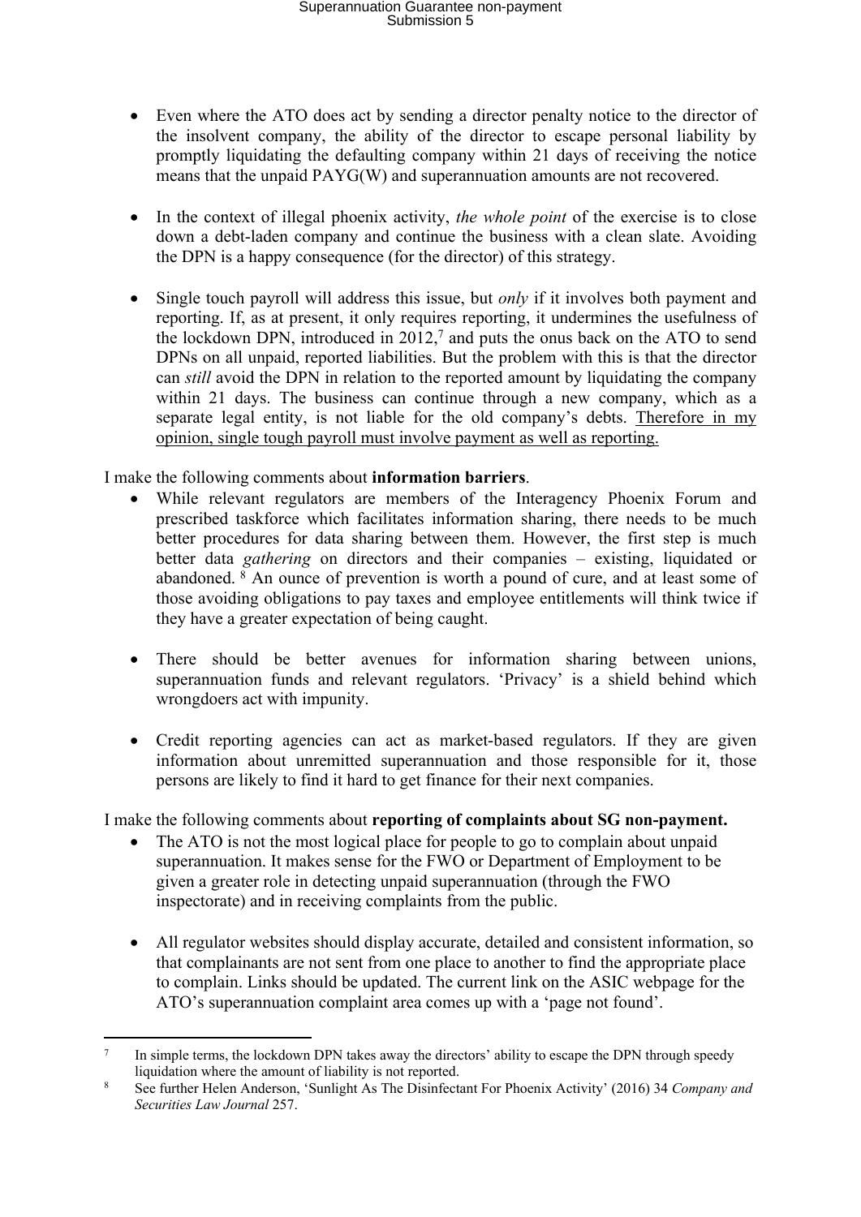- Even where the ATO does act by sending a director penalty notice to the director of the insolvent company, the ability of the director to escape personal liability by promptly liquidating the defaulting company within 21 days of receiving the notice means that the unpaid PAYG(W) and superannuation amounts are not recovered.

- In the context of illegal phoenix activity, *the whole point* of the exercise is to close down a debt-laden company and continue the business with a clean slate. Avoiding the DPN is a happy consequence (for the director) of this strategy.

- Single touch payroll will address this issue, but *only* if it involves both payment and reporting. If, as at present, it only requires reporting, it undermines the usefulness of the lockdown DPN, introduced in 2012,[7] and puts the onus back on the ATO to send DPNs on all unpaid, reported liabilities. But the problem with this is that the director can *still* avoid the DPN in relation to the reported amount by liquidating the company within 21 days. The business can continue through a new company, which as a separate legal entity, is not liable for the old company's debts. <u>Therefore in my opinion, single tough payroll must involve payment as well as reporting.</u>

I make the following comments about **information barriers**.

- While relevant regulators are members of the Interagency Phoenix Forum and prescribed taskforce which facilitates information sharing, there needs to be much better procedures for data sharing between them. However, the first step is much better data *gathering* on directors and their companies – existing, liquidated or abandoned. [8] An ounce of prevention is worth a pound of cure, and at least some of those avoiding obligations to pay taxes and employee entitlements will think twice if they have a greater expectation of being caught.

- There should be better avenues for information sharing between unions, superannuation funds and relevant regulators. 'Privacy' is a shield behind which wrongdoers act with impunity.

- Credit reporting agencies can act as market-based regulators. If they are given information about unremitted superannuation and those responsible for it, those persons are likely to find it hard to get finance for their next companies.

I make the following comments about **reporting of complaints about SG non-payment.**

- The ATO is not the most logical place for people to go to complain about unpaid superannuation. It makes sense for the FWO or Department of Employment to be given a greater role in detecting unpaid superannuation (through the FWO inspectorate) and in receiving complaints from the public.

- All regulator websites should display accurate, detailed and consistent information, so that complainants are not sent from one place to another to find the appropriate place to complain. Links should be updated. The current link on the ASIC webpage for the ATO's superannuation complaint area comes up with a 'page not found'.

---

[7] In simple terms, the lockdown DPN takes away the directors' ability to escape the DPN through speedy liquidation where the amount of liability is not reported.

[8] See further Helen Anderson, 'Sunlight As The Disinfectant For Phoenix Activity' (2016) 34 *Company and Securities Law Journal* 257.